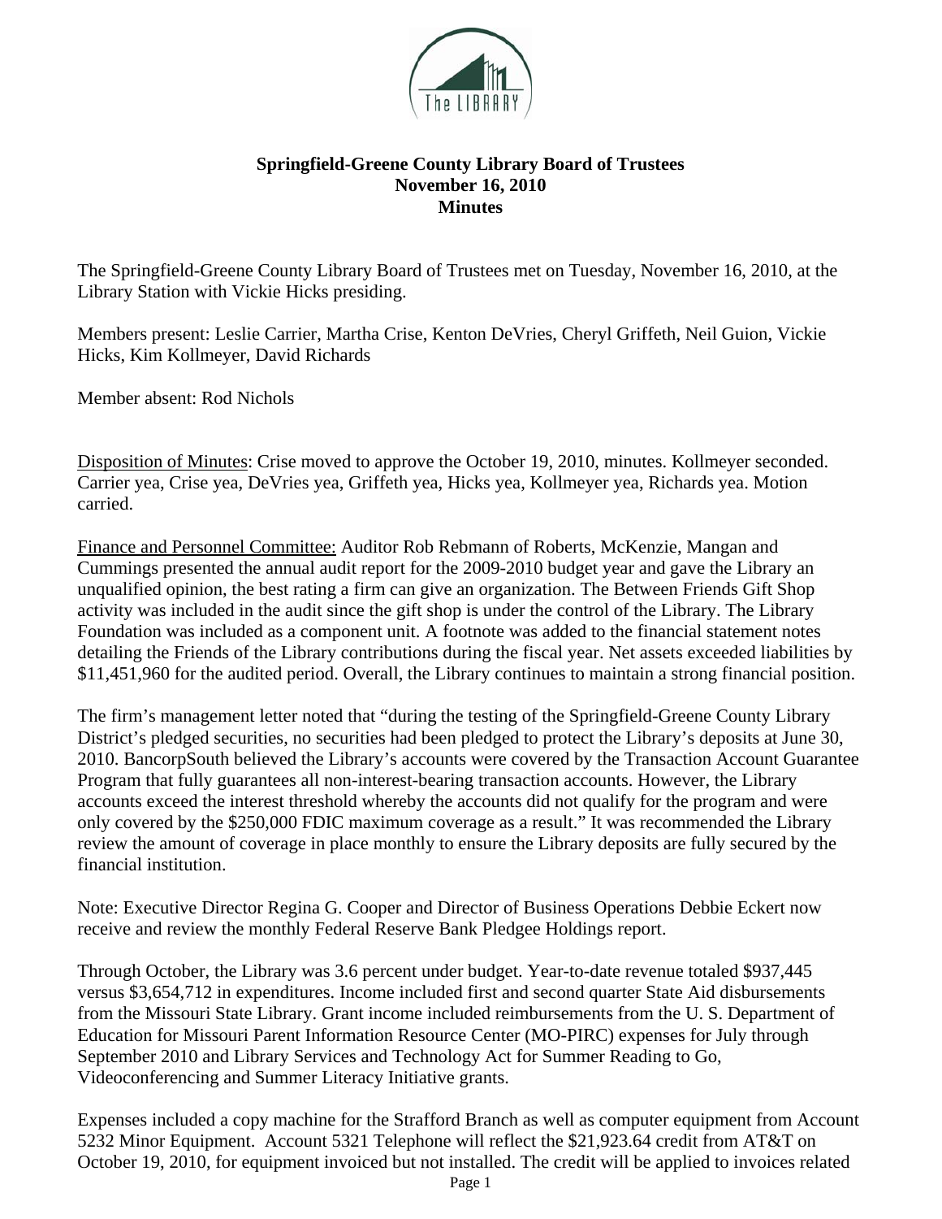**Springfield-Greene County Library Board of Trustees**
**November 16, 2010**
**Minutes**

The Springfield-Greene County Library Board of Trustees met on Tuesday, November 16, 2010, at the Library Station with Vickie Hicks presiding.

Members present: Leslie Carrier, Martha Crise, Kenton DeVries, Cheryl Griffeth, Neil Guion, Vickie Hicks, Kim Kollmeyer, David Richards

Member absent: Rod Nichols

Disposition of Minutes: Crise moved to approve the October 19, 2010, minutes. Kollmeyer seconded. Carrier yea, Crise yea, DeVries yea, Griffeth yea, Hicks yea, Kollmeyer yea, Richards yea. Motion carried.

Finance and Personnel Committee: Auditor Rob Rebmann of Roberts, McKenzie, Mangan and Cummings presented the annual audit report for the 2009-2010 budget year and gave the Library an unqualified opinion, the best rating a firm can give an organization. The Between Friends Gift Shop activity was included in the audit since the gift shop is under the control of the Library. The Library Foundation was included as a component unit. A footnote was added to the financial statement notes detailing the Friends of the Library contributions during the fiscal year. Net assets exceeded liabilities by $11,451,960 for the audited period. Overall, the Library continues to maintain a strong financial position.

The firm's management letter noted that "during the testing of the Springfield-Greene County Library District's pledged securities, no securities had been pledged to protect the Library's deposits at June 30, 2010. BancorpSouth believed the Library's accounts were covered by the Transaction Account Guarantee Program that fully guarantees all non-interest-bearing transaction accounts. However, the Library accounts exceed the interest threshold whereby the accounts did not qualify for the program and were only covered by the $250,000 FDIC maximum coverage as a result." It was recommended the Library review the amount of coverage in place monthly to ensure the Library deposits are fully secured by the financial institution.

Note: Executive Director Regina G. Cooper and Director of Business Operations Debbie Eckert now receive and review the monthly Federal Reserve Bank Pledgee Holdings report.

Through October, the Library was 3.6 percent under budget. Year-to-date revenue totaled $937,445 versus $3,654,712 in expenditures. Income included first and second quarter State Aid disbursements from the Missouri State Library. Grant income included reimbursements from the U. S. Department of Education for Missouri Parent Information Resource Center (MO-PIRC) expenses for July through September 2010 and Library Services and Technology Act for Summer Reading to Go, Videoconferencing and Summer Literacy Initiative grants.

Expenses included a copy machine for the Strafford Branch as well as computer equipment from Account 5232 Minor Equipment. Account 5321 Telephone will reflect the $21,923.64 credit from AT&T on October 19, 2010, for equipment invoiced but not installed. The credit will be applied to invoices related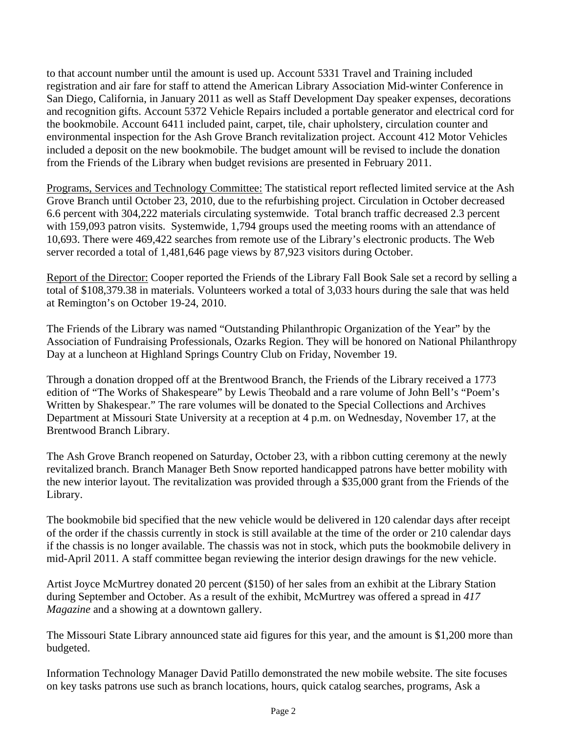to that account number until the amount is used up. Account 5331 Travel and Training included registration and air fare for staff to attend the American Library Association Mid-winter Conference in San Diego, California, in January 2011 as well as Staff Development Day speaker expenses, decorations and recognition gifts. Account 5372 Vehicle Repairs included a portable generator and electrical cord for the bookmobile. Account 6411 included paint, carpet, tile, chair upholstery, circulation counter and environmental inspection for the Ash Grove Branch revitalization project. Account 412 Motor Vehicles included a deposit on the new bookmobile. The budget amount will be revised to include the donation from the Friends of the Library when budget revisions are presented in February 2011.

<u>Programs, Services and Technology Committee:</u> The statistical report reflected limited service at the Ash Grove Branch until October 23, 2010, due to the refurbishing project. Circulation in October decreased 6.6 percent with 304,222 materials circulating systemwide. Total branch traffic decreased 2.3 percent with 159,093 patron visits. Systemwide, 1,794 groups used the meeting rooms with an attendance of 10,693. There were 469,422 searches from remote use of the Library's electronic products. The Web server recorded a total of 1,481,646 page views by 87,923 visitors during October.

<u>Report of the Director:</u> Cooper reported the Friends of the Library Fall Book Sale set a record by selling a total of $108,379.38 in materials. Volunteers worked a total of 3,033 hours during the sale that was held at Remington's on October 19-24, 2010.

The Friends of the Library was named "Outstanding Philanthropic Organization of the Year" by the Association of Fundraising Professionals, Ozarks Region. They will be honored on National Philanthropy Day at a luncheon at Highland Springs Country Club on Friday, November 19.

Through a donation dropped off at the Brentwood Branch, the Friends of the Library received a 1773 edition of "The Works of Shakespeare" by Lewis Theobald and a rare volume of John Bell's "Poem's Written by Shakespear." The rare volumes will be donated to the Special Collections and Archives Department at Missouri State University at a reception at 4 p.m. on Wednesday, November 17, at the Brentwood Branch Library.

The Ash Grove Branch reopened on Saturday, October 23, with a ribbon cutting ceremony at the newly revitalized branch. Branch Manager Beth Snow reported handicapped patrons have better mobility with the new interior layout. The revitalization was provided through a $35,000 grant from the Friends of the Library.

The bookmobile bid specified that the new vehicle would be delivered in 120 calendar days after receipt of the order if the chassis currently in stock is still available at the time of the order or 210 calendar days if the chassis is no longer available. The chassis was not in stock, which puts the bookmobile delivery in mid-April 2011. A staff committee began reviewing the interior design drawings for the new vehicle.

Artist Joyce McMurtrey donated 20 percent ($150) of her sales from an exhibit at the Library Station during September and October. As a result of the exhibit, McMurtrey was offered a spread in *417 Magazine* and a showing at a downtown gallery.

The Missouri State Library announced state aid figures for this year, and the amount is $1,200 more than budgeted.

Information Technology Manager David Patillo demonstrated the new mobile website. The site focuses on key tasks patrons use such as branch locations, hours, quick catalog searches, programs, Ask a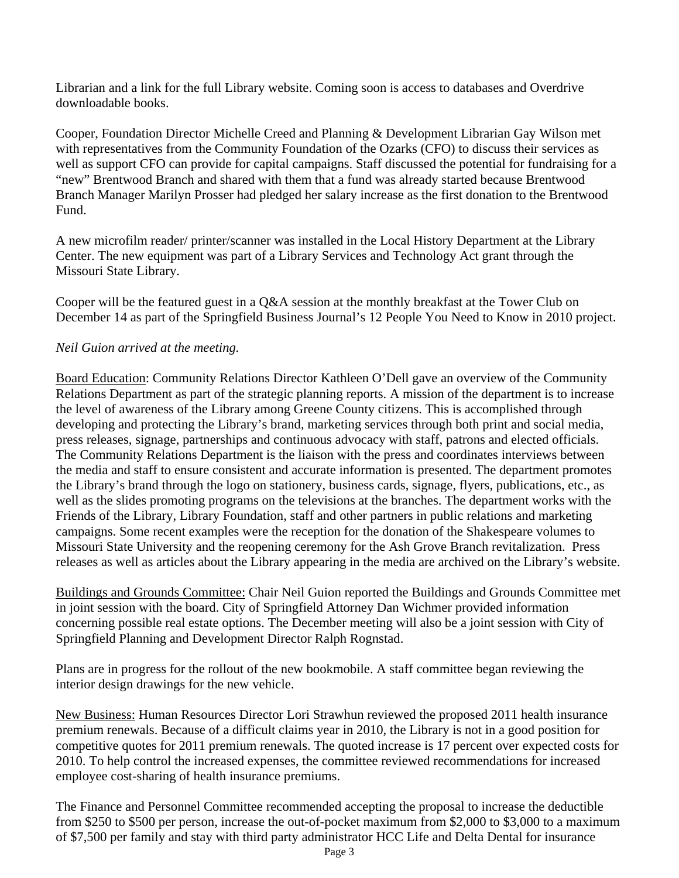Librarian and a link for the full Library website. Coming soon is access to databases and Overdrive downloadable books.

Cooper, Foundation Director Michelle Creed and Planning & Development Librarian Gay Wilson met with representatives from the Community Foundation of the Ozarks (CFO) to discuss their services as well as support CFO can provide for capital campaigns. Staff discussed the potential for fundraising for a "new" Brentwood Branch and shared with them that a fund was already started because Brentwood Branch Manager Marilyn Prosser had pledged her salary increase as the first donation to the Brentwood Fund.

A new microfilm reader/ printer/scanner was installed in the Local History Department at the Library Center. The new equipment was part of a Library Services and Technology Act grant through the Missouri State Library.

Cooper will be the featured guest in a Q&A session at the monthly breakfast at the Tower Club on December 14 as part of the Springfield Business Journal's 12 People You Need to Know in 2010 project.

*Neil Guion arrived at the meeting.*

Board Education: Community Relations Director Kathleen O'Dell gave an overview of the Community Relations Department as part of the strategic planning reports. A mission of the department is to increase the level of awareness of the Library among Greene County citizens. This is accomplished through developing and protecting the Library's brand, marketing services through both print and social media, press releases, signage, partnerships and continuous advocacy with staff, patrons and elected officials. The Community Relations Department is the liaison with the press and coordinates interviews between the media and staff to ensure consistent and accurate information is presented. The department promotes the Library's brand through the logo on stationery, business cards, signage, flyers, publications, etc., as well as the slides promoting programs on the televisions at the branches. The department works with the Friends of the Library, Library Foundation, staff and other partners in public relations and marketing campaigns. Some recent examples were the reception for the donation of the Shakespeare volumes to Missouri State University and the reopening ceremony for the Ash Grove Branch revitalization. Press releases as well as articles about the Library appearing in the media are archived on the Library's website.

Buildings and Grounds Committee: Chair Neil Guion reported the Buildings and Grounds Committee met in joint session with the board. City of Springfield Attorney Dan Wichmer provided information concerning possible real estate options. The December meeting will also be a joint session with City of Springfield Planning and Development Director Ralph Rognstad.

Plans are in progress for the rollout of the new bookmobile. A staff committee began reviewing the interior design drawings for the new vehicle.

New Business: Human Resources Director Lori Strawhun reviewed the proposed 2011 health insurance premium renewals. Because of a difficult claims year in 2010, the Library is not in a good position for competitive quotes for 2011 premium renewals. The quoted increase is 17 percent over expected costs for 2010. To help control the increased expenses, the committee reviewed recommendations for increased employee cost-sharing of health insurance premiums.

The Finance and Personnel Committee recommended accepting the proposal to increase the deductible from $250 to $500 per person, increase the out-of-pocket maximum from $2,000 to $3,000 to a maximum of $7,500 per family and stay with third party administrator HCC Life and Delta Dental for insurance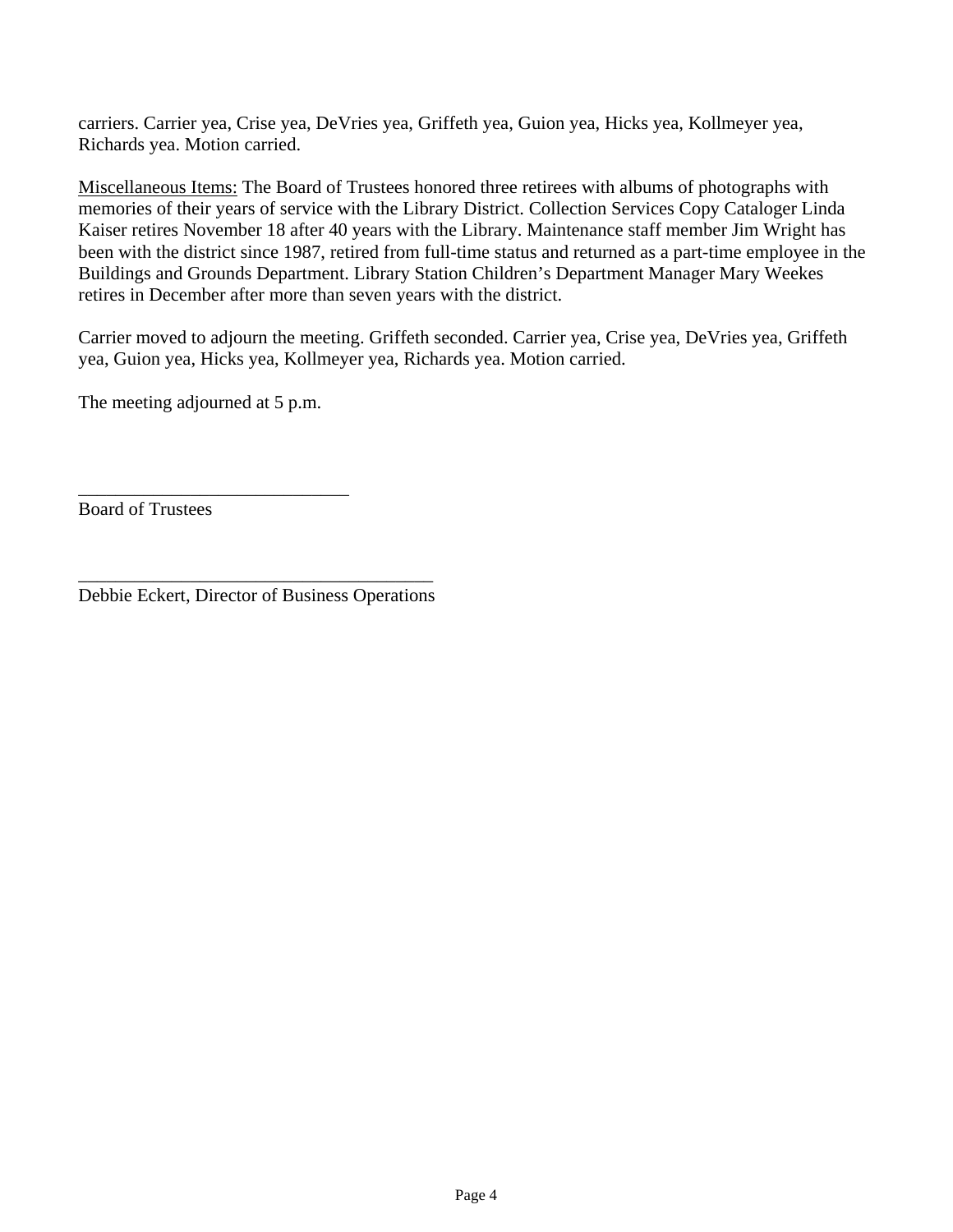carriers. Carrier yea, Crise yea, DeVries yea, Griffeth yea, Guion yea, Hicks yea, Kollmeyer yea, Richards yea. Motion carried.

<u>Miscellaneous Items:</u> The Board of Trustees honored three retirees with albums of photographs with memories of their years of service with the Library District. Collection Services Copy Cataloger Linda Kaiser retires November 18 after 40 years with the Library. Maintenance staff member Jim Wright has been with the district since 1987, retired from full-time status and returned as a part-time employee in the Buildings and Grounds Department. Library Station Children's Department Manager Mary Weekes retires in December after more than seven years with the district.

Carrier moved to adjourn the meeting. Griffeth seconded. Carrier yea, Crise yea, DeVries yea, Griffeth yea, Guion yea, Hicks yea, Kollmeyer yea, Richards yea. Motion carried.

The meeting adjourned at 5 p.m.

_____________________________
Board of Trustees

______________________________________
Debbie Eckert, Director of Business Operations